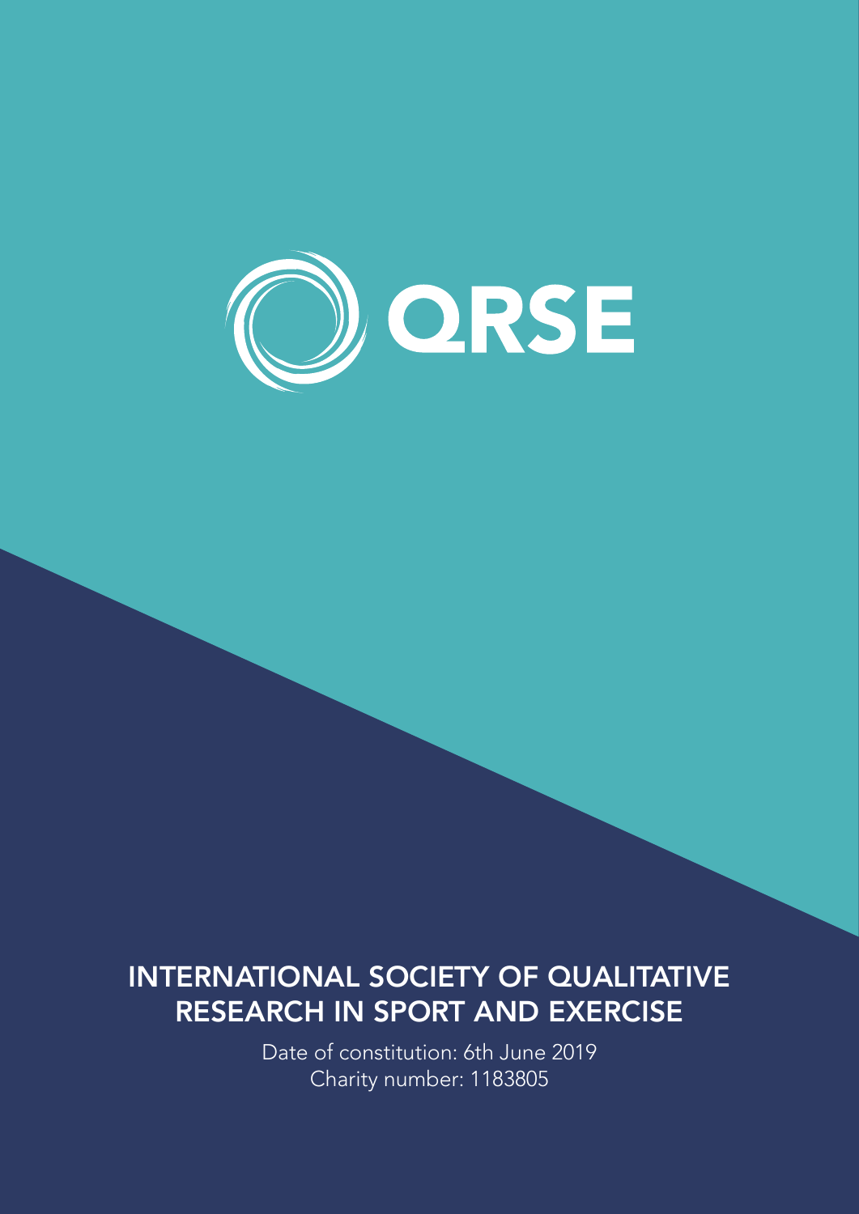QRSE

# INTERNATIONAL SOCIETY OF QUALITATIVE RESEARCH IN SPORT AND EXERCISE

Date of constitution: 6th June 2019

Charity number: 1183805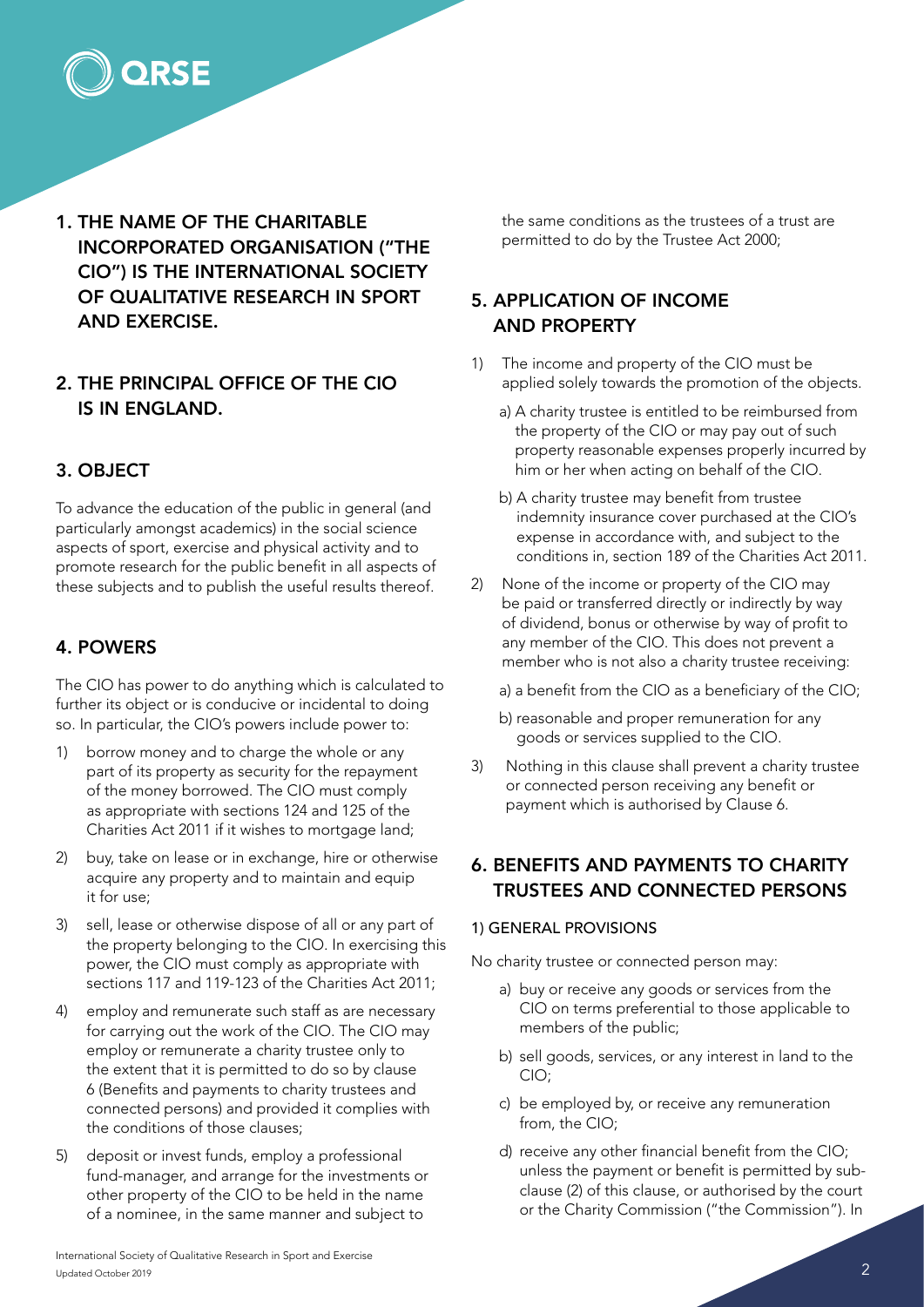## 1. THE NAME OF THE CHARITABLE INCORPORATED ORGANISATION ("THE CIO") IS THE INTERNATIONAL SOCIETY OF QUALITATIVE RESEARCH IN SPORT AND EXERCISE.

## 2. THE PRINCIPAL OFFICE OF THE CIO IS IN ENGLAND.

## 3. OBJECT

To advance the education of the public in general (and particularly amongst academics) in the social science aspects of sport, exercise and physical activity and to promote research for the public benefit in all aspects of these subjects and to publish the useful results thereof.

## 4. POWERS

The CIO has power to do anything which is calculated to further its object or is conducive or incidental to doing so. In particular, the CIO's powers include power to:

1) borrow money and to charge the whole or any part of its property as security for the repayment of the money borrowed. The CIO must comply as appropriate with sections 124 and 125 of the Charities Act 2011 if it wishes to mortgage land;
2) buy, take on lease or in exchange, hire or otherwise acquire any property and to maintain and equip it for use;
3) sell, lease or otherwise dispose of all or any part of the property belonging to the CIO. In exercising this power, the CIO must comply as appropriate with sections 117 and 119-123 of the Charities Act 2011;
4) employ and remunerate such staff as are necessary for carrying out the work of the CIO. The CIO may employ or remunerate a charity trustee only to the extent that it is permitted to do so by clause 6 (Benefits and payments to charity trustees and connected persons) and provided it complies with the conditions of those clauses;
5) deposit or invest funds, employ a professional fund-manager, and arrange for the investments or other property of the CIO to be held in the name of a nominee, in the same manner and subject to the same conditions as the trustees of a trust are permitted to do by the Trustee Act 2000;

## 5. APPLICATION OF INCOME AND PROPERTY

1) The income and property of the CIO must be applied solely towards the promotion of the objects.
   a) A charity trustee is entitled to be reimbursed from the property of the CIO or may pay out of such property reasonable expenses properly incurred by him or her when acting on behalf of the CIO.
   b) A charity trustee may benefit from trustee indemnity insurance cover purchased at the CIO's expense in accordance with, and subject to the conditions in, section 189 of the Charities Act 2011.
2) None of the income or property of the CIO may be paid or transferred directly or indirectly by way of dividend, bonus or otherwise by way of profit to any member of the CIO. This does not prevent a member who is not also a charity trustee receiving:
   a) a benefit from the CIO as a beneficiary of the CIO;
   b) reasonable and proper remuneration for any goods or services supplied to the CIO.
3) Nothing in this clause shall prevent a charity trustee or connected person receiving any benefit or payment which is authorised by Clause 6.

## 6. BENEFITS AND PAYMENTS TO CHARITY TRUSTEES AND CONNECTED PERSONS

### 1) GENERAL PROVISIONS

No charity trustee or connected person may:

a) buy or receive any goods or services from the CIO on terms preferential to those applicable to members of the public;
b) sell goods, services, or any interest in land to the CIO;
c) be employed by, or receive any remuneration from, the CIO;
d) receive any other financial benefit from the CIO;

unless the payment or benefit is permitted by sub-clause (2) of this clause, or authorised by the court or the Charity Commission ("the Commission"). In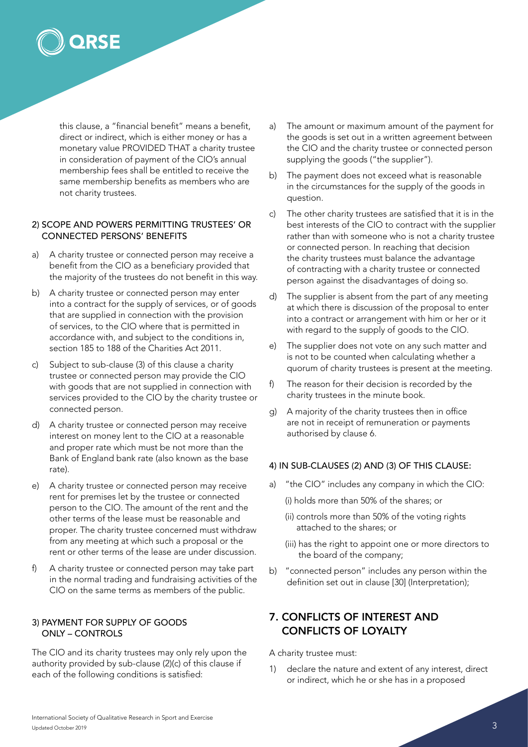this clause, a "financial benefit" means a benefit, direct or indirect, which is either money or has a monetary value PROVIDED THAT a charity trustee in consideration of payment of the CIO's annual membership fees shall be entitled to receive the same membership benefits as members who are not charity trustees.

### 2) SCOPE AND POWERS PERMITTING TRUSTEES' OR CONNECTED PERSONS' BENEFITS

a) A charity trustee or connected person may receive a benefit from the CIO as a beneficiary provided that the majority of the trustees do not benefit in this way.

b) A charity trustee or connected person may enter into a contract for the supply of services, or of goods that are supplied in connection with the provision of services, to the CIO where that is permitted in accordance with, and subject to the conditions in, section 185 to 188 of the Charities Act 2011.

c) Subject to sub-clause (3) of this clause a charity trustee or connected person may provide the CIO with goods that are not supplied in connection with services provided to the CIO by the charity trustee or connected person.

d) A charity trustee or connected person may receive interest on money lent to the CIO at a reasonable and proper rate which must be not more than the Bank of England bank rate (also known as the base rate).

e) A charity trustee or connected person may receive rent for premises let by the trustee or connected person to the CIO. The amount of the rent and the other terms of the lease must be reasonable and proper. The charity trustee concerned must withdraw from any meeting at which such a proposal or the rent or other terms of the lease are under discussion.

f) A charity trustee or connected person may take part in the normal trading and fundraising activities of the CIO on the same terms as members of the public.

### 3) PAYMENT FOR SUPPLY OF GOODS ONLY – CONTROLS

The CIO and its charity trustees may only rely upon the authority provided by sub-clause (2)(c) of this clause if each of the following conditions is satisfied:

a) The amount or maximum amount of the payment for the goods is set out in a written agreement between the CIO and the charity trustee or connected person supplying the goods ("the supplier").

b) The payment does not exceed what is reasonable in the circumstances for the supply of the goods in question.

c) The other charity trustees are satisfied that it is in the best interests of the CIO to contract with the supplier rather than with someone who is not a charity trustee or connected person. In reaching that decision the charity trustees must balance the advantage of contracting with a charity trustee or connected person against the disadvantages of doing so.

d) The supplier is absent from the part of any meeting at which there is discussion of the proposal to enter into a contract or arrangement with him or her or it with regard to the supply of goods to the CIO.

e) The supplier does not vote on any such matter and is not to be counted when calculating whether a quorum of charity trustees is present at the meeting.

f) The reason for their decision is recorded by the charity trustees in the minute book.

g) A majority of the charity trustees then in office are not in receipt of remuneration or payments authorised by clause 6.

### 4) IN SUB-CLAUSES (2) AND (3) OF THIS CLAUSE:

a) "the CIO" includes any company in which the CIO:

   (i) holds more than 50% of the shares; or

   (ii) controls more than 50% of the voting rights attached to the shares; or

   (iii) has the right to appoint one or more directors to the board of the company;

b) "connected person" includes any person within the definition set out in clause [30] (Interpretation);

## 7. CONFLICTS OF INTEREST AND CONFLICTS OF LOYALTY

A charity trustee must:

1) declare the nature and extent of any interest, direct or indirect, which he or she has in a proposed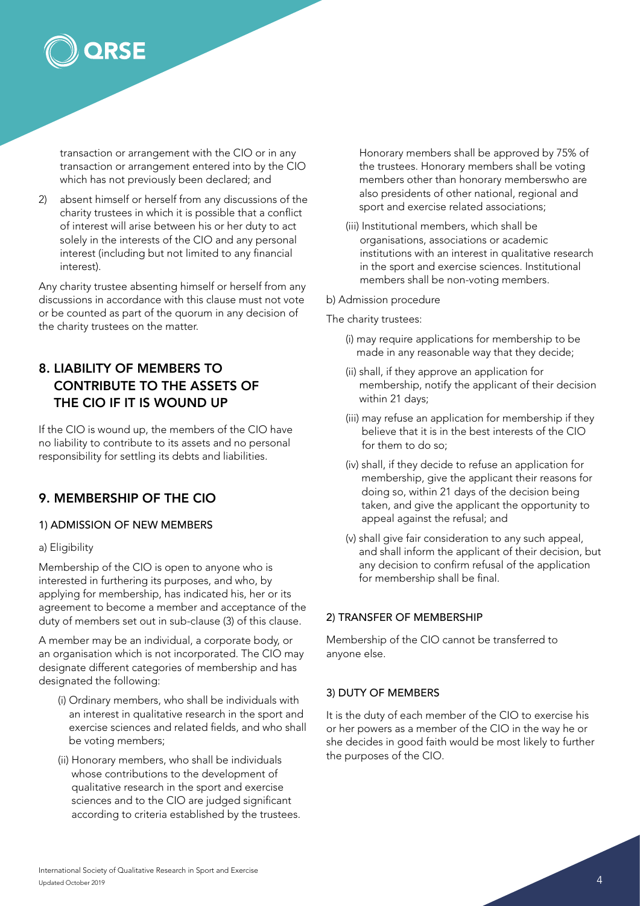transaction or arrangement with the CIO or in any transaction or arrangement entered into by the CIO which has not previously been declared; and

2) absent himself or herself from any discussions of the charity trustees in which it is possible that a conflict of interest will arise between his or her duty to act solely in the interests of the CIO and any personal interest (including but not limited to any financial interest).

Any charity trustee absenting himself or herself from any discussions in accordance with this clause must not vote or be counted as part of the quorum in any decision of the charity trustees on the matter.

## 8. LIABILITY OF MEMBERS TO CONTRIBUTE TO THE ASSETS OF THE CIO IF IT IS WOUND UP

If the CIO is wound up, the members of the CIO have no liability to contribute to its assets and no personal responsibility for settling its debts and liabilities.

## 9. MEMBERSHIP OF THE CIO

### 1) ADMISSION OF NEW MEMBERS

a) Eligibility

Membership of the CIO is open to anyone who is interested in furthering its purposes, and who, by applying for membership, has indicated his, her or its agreement to become a member and acceptance of the duty of members set out in sub-clause (3) of this clause.

A member may be an individual, a corporate body, or an organisation which is not incorporated. The CIO may designate different categories of membership and has designated the following:

(i) Ordinary members, who shall be individuals with an interest in qualitative research in the sport and exercise sciences and related fields, and who shall be voting members;

(ii) Honorary members, who shall be individuals whose contributions to the development of qualitative research in the sport and exercise sciences and to the CIO are judged significant according to criteria established by the trustees. Honorary members shall be approved by 75% of the trustees. Honorary members shall be voting members other than honorary memberswho are also presidents of other national, regional and sport and exercise related associations;

(iii) Institutional members, which shall be organisations, associations or academic institutions with an interest in qualitative research in the sport and exercise sciences. Institutional members shall be non-voting members.

b) Admission procedure

The charity trustees:

(i) may require applications for membership to be made in any reasonable way that they decide;

(ii) shall, if they approve an application for membership, notify the applicant of their decision within 21 days;

(iii) may refuse an application for membership if they believe that it is in the best interests of the CIO for them to do so;

(iv) shall, if they decide to refuse an application for membership, give the applicant their reasons for doing so, within 21 days of the decision being taken, and give the applicant the opportunity to appeal against the refusal; and

(v) shall give fair consideration to any such appeal, and shall inform the applicant of their decision, but any decision to confirm refusal of the application for membership shall be final.

### 2) TRANSFER OF MEMBERSHIP

Membership of the CIO cannot be transferred to anyone else.

### 3) DUTY OF MEMBERS

It is the duty of each member of the CIO to exercise his or her powers as a member of the CIO in the way he or she decides in good faith would be most likely to further the purposes of the CIO.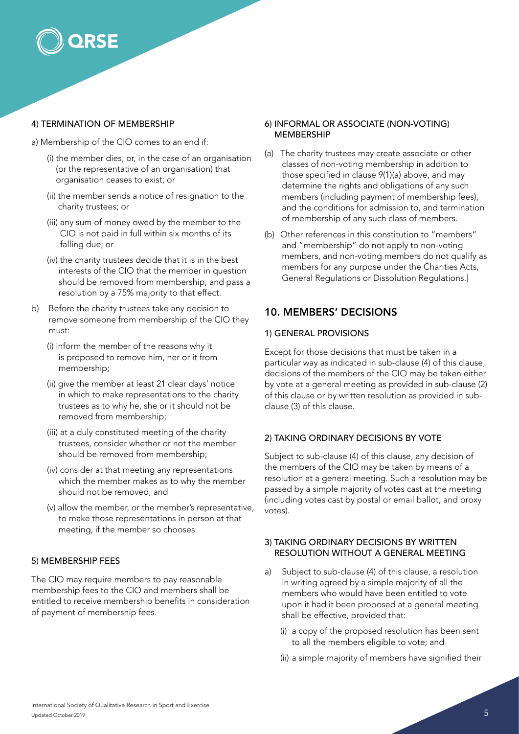#### 4) TERMINATION OF MEMBERSHIP

a) Membership of the CIO comes to an end if:

(i) the member dies, or, in the case of an organisation (or the representative of an organisation) that organisation ceases to exist; or

(ii) the member sends a notice of resignation to the charity trustees; or

(iii) any sum of money owed by the member to the CIO is not paid in full within six months of its falling due; or

(iv) the charity trustees decide that it is in the best interests of the CIO that the member in question should be removed from membership, and pass a resolution by a 75% majority to that effect.

b) Before the charity trustees take any decision to remove someone from membership of the CIO they must:

(i) inform the member of the reasons why it is proposed to remove him, her or it from membership;

(ii) give the member at least 21 clear days' notice in which to make representations to the charity trustees as to why he, she or it should not be removed from membership;

(iii) at a duly constituted meeting of the charity trustees, consider whether or not the member should be removed from membership;

(iv) consider at that meeting any representations which the member makes as to why the member should not be removed; and

(v) allow the member, or the member's representative, to make those representations in person at that meeting, if the member so chooses.

#### 5) MEMBERSHIP FEES

The CIO may require members to pay reasonable membership fees to the CIO and members shall be entitled to receive membership benefits in consideration of payment of membership fees.

#### 6) INFORMAL OR ASSOCIATE (NON-VOTING) MEMBERSHIP

(a) The charity trustees may create associate or other classes of non-voting membership in addition to those specified in clause 9(1)(a) above, and may determine the rights and obligations of any such members (including payment of membership fees), and the conditions for admission to, and termination of membership of any such class of members.

(b) Other references in this constitution to "members" and "membership" do not apply to non-voting members, and non-voting members do not qualify as members for any purpose under the Charities Acts, General Regulations or Dissolution Regulations.]

## 10. MEMBERS' DECISIONS

#### 1) GENERAL PROVISIONS

Except for those decisions that must be taken in a particular way as indicated in sub-clause (4) of this clause, decisions of the members of the CIO may be taken either by vote at a general meeting as provided in sub-clause (2) of this clause or by written resolution as provided in sub-clause (3) of this clause.

#### 2) TAKING ORDINARY DECISIONS BY VOTE

Subject to sub-clause (4) of this clause, any decision of the members of the CIO may be taken by means of a resolution at a general meeting. Such a resolution may be passed by a simple majority of votes cast at the meeting (including votes cast by postal or email ballot, and proxy votes).

#### 3) TAKING ORDINARY DECISIONS BY WRITTEN RESOLUTION WITHOUT A GENERAL MEETING

a) Subject to sub-clause (4) of this clause, a resolution in writing agreed by a simple majority of all the members who would have been entitled to vote upon it had it been proposed at a general meeting shall be effective, provided that:

(i) a copy of the proposed resolution has been sent to all the members eligible to vote; and

(ii) a simple majority of members have signified their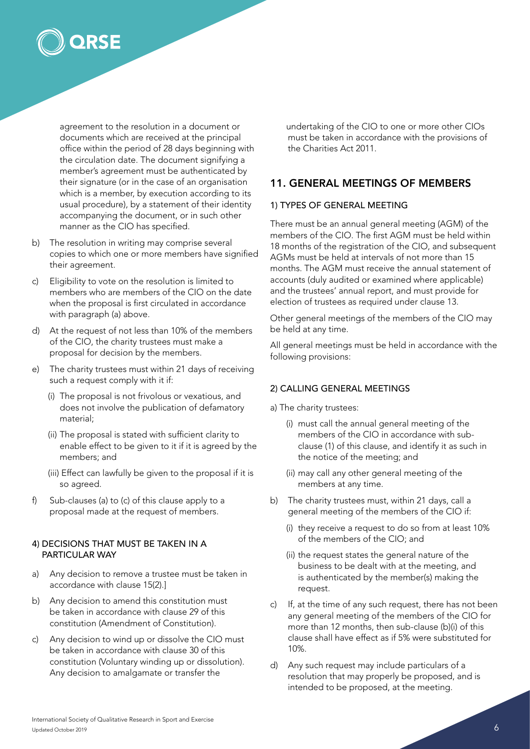agreement to the resolution in a document or documents which are received at the principal office within the period of 28 days beginning with the circulation date. The document signifying a member's agreement must be authenticated by their signature (or in the case of an organisation which is a member, by execution according to its usual procedure), by a statement of their identity accompanying the document, or in such other manner as the CIO has specified.

b) The resolution in writing may comprise several copies to which one or more members have signified their agreement.

c) Eligibility to vote on the resolution is limited to members who are members of the CIO on the date when the proposal is first circulated in accordance with paragraph (a) above.

d) At the request of not less than 10% of the members of the CIO, the charity trustees must make a proposal for decision by the members.

e) The charity trustees must within 21 days of receiving such a request comply with it if:

   (i) The proposal is not frivolous or vexatious, and does not involve the publication of defamatory material;

   (ii) The proposal is stated with sufficient clarity to enable effect to be given to it if it is agreed by the members; and

   (iii) Effect can lawfully be given to the proposal if it is so agreed.

f) Sub-clauses (a) to (c) of this clause apply to a proposal made at the request of members.

#### 4) DECISIONS THAT MUST BE TAKEN IN A PARTICULAR WAY

a) Any decision to remove a trustee must be taken in accordance with clause 15(2).]

b) Any decision to amend this constitution must be taken in accordance with clause 29 of this constitution (Amendment of Constitution).

c) Any decision to wind up or dissolve the CIO must be taken in accordance with clause 30 of this constitution (Voluntary winding up or dissolution). Any decision to amalgamate or transfer the undertaking of the CIO to one or more other CIOs must be taken in accordance with the provisions of the Charities Act 2011.

## 11. GENERAL MEETINGS OF MEMBERS

#### 1) TYPES OF GENERAL MEETING

There must be an annual general meeting (AGM) of the members of the CIO. The first AGM must be held within 18 months of the registration of the CIO, and subsequent AGMs must be held at intervals of not more than 15 months. The AGM must receive the annual statement of accounts (duly audited or examined where applicable) and the trustees' annual report, and must provide for election of trustees as required under clause 13.

Other general meetings of the members of the CIO may be held at any time.

All general meetings must be held in accordance with the following provisions:

#### 2) CALLING GENERAL MEETINGS

a) The charity trustees:

   (i) must call the annual general meeting of the members of the CIO in accordance with sub-clause (1) of this clause, and identify it as such in the notice of the meeting; and

   (ii) may call any other general meeting of the members at any time.

b) The charity trustees must, within 21 days, call a general meeting of the members of the CIO if:

   (i) they receive a request to do so from at least 10% of the members of the CIO; and

   (ii) the request states the general nature of the business to be dealt with at the meeting, and is authenticated by the member(s) making the request.

c) If, at the time of any such request, there has not been any general meeting of the members of the CIO for more than 12 months, then sub-clause (b)(i) of this clause shall have effect as if 5% were substituted for 10%.

d) Any such request may include particulars of a resolution that may properly be proposed, and is intended to be proposed, at the meeting.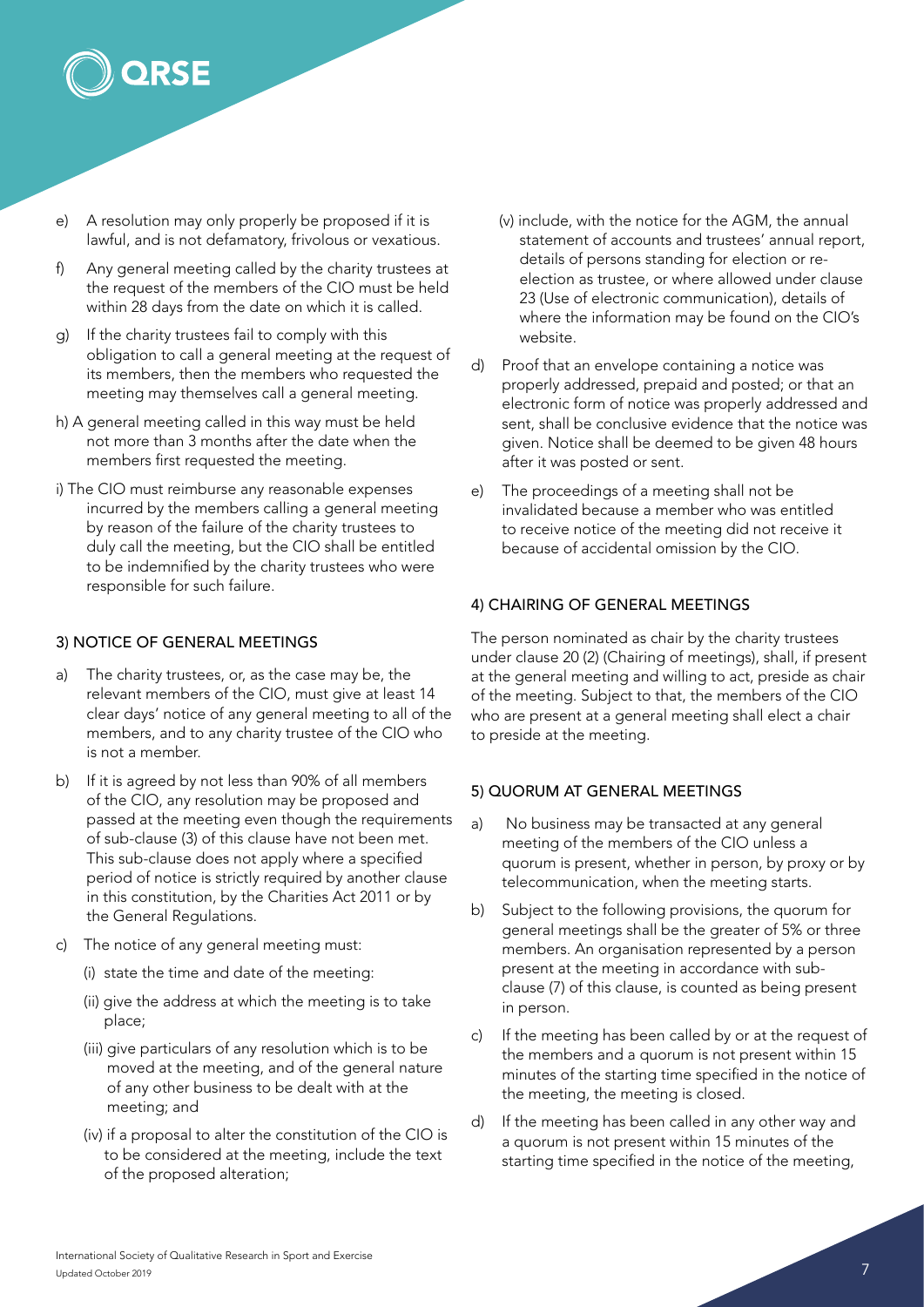e) A resolution may only properly be proposed if it is lawful, and is not defamatory, frivolous or vexatious.

f) Any general meeting called by the charity trustees at the request of the members of the CIO must be held within 28 days from the date on which it is called.

g) If the charity trustees fail to comply with this obligation to call a general meeting at the request of its members, then the members who requested the meeting may themselves call a general meeting.

h) A general meeting called in this way must be held not more than 3 months after the date when the members first requested the meeting.

i) The CIO must reimburse any reasonable expenses incurred by the members calling a general meeting by reason of the failure of the charity trustees to duly call the meeting, but the CIO shall be entitled to be indemnified by the charity trustees who were responsible for such failure.

## 3) NOTICE OF GENERAL MEETINGS

a) The charity trustees, or, as the case may be, the relevant members of the CIO, must give at least 14 clear days' notice of any general meeting to all of the members, and to any charity trustee of the CIO who is not a member.

b) If it is agreed by not less than 90% of all members of the CIO, any resolution may be proposed and passed at the meeting even though the requirements of sub-clause (3) of this clause have not been met. This sub-clause does not apply where a specified period of notice is strictly required by another clause in this constitution, by the Charities Act 2011 or by the General Regulations.

c) The notice of any general meeting must:

   (i) state the time and date of the meeting:

   (ii) give the address at which the meeting is to take place;

   (iii) give particulars of any resolution which is to be moved at the meeting, and of the general nature of any other business to be dealt with at the meeting; and

   (iv) if a proposal to alter the constitution of the CIO is to be considered at the meeting, include the text of the proposed alteration;

   (v) include, with the notice for the AGM, the annual statement of accounts and trustees' annual report, details of persons standing for election or re-election as trustee, or where allowed under clause 23 (Use of electronic communication), details of where the information may be found on the CIO's website.

d) Proof that an envelope containing a notice was properly addressed, prepaid and posted; or that an electronic form of notice was properly addressed and sent, shall be conclusive evidence that the notice was given. Notice shall be deemed to be given 48 hours after it was posted or sent.

e) The proceedings of a meeting shall not be invalidated because a member who was entitled to receive notice of the meeting did not receive it because of accidental omission by the CIO.

## 4) CHAIRING OF GENERAL MEETINGS

The person nominated as chair by the charity trustees under clause 20 (2) (Chairing of meetings), shall, if present at the general meeting and willing to act, preside as chair of the meeting. Subject to that, the members of the CIO who are present at a general meeting shall elect a chair to preside at the meeting.

## 5) QUORUM AT GENERAL MEETINGS

a) No business may be transacted at any general meeting of the members of the CIO unless a quorum is present, whether in person, by proxy or by telecommunication, when the meeting starts.

b) Subject to the following provisions, the quorum for general meetings shall be the greater of 5% or three members. An organisation represented by a person present at the meeting in accordance with sub-clause (7) of this clause, is counted as being present in person.

c) If the meeting has been called by or at the request of the members and a quorum is not present within 15 minutes of the starting time specified in the notice of the meeting, the meeting is closed.

d) If the meeting has been called in any other way and a quorum is not present within 15 minutes of the starting time specified in the notice of the meeting,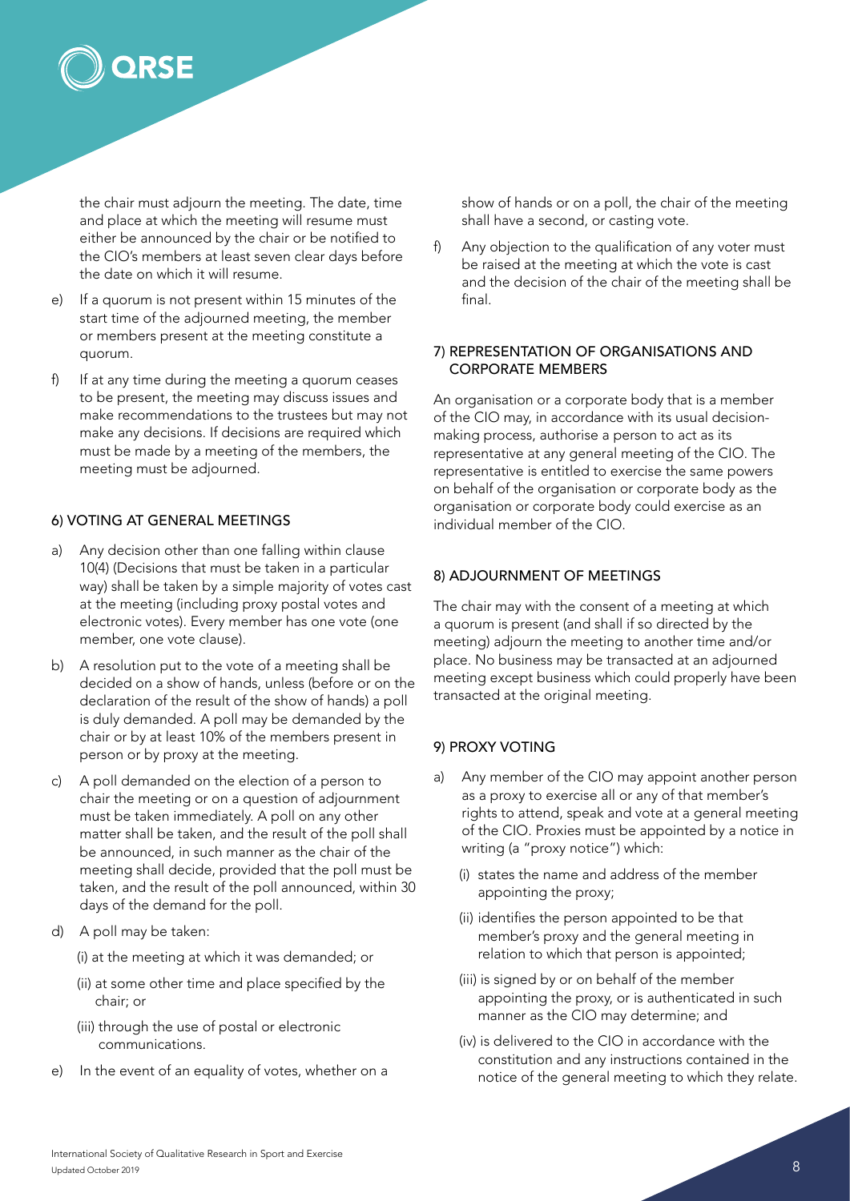the chair must adjourn the meeting. The date, time and place at which the meeting will resume must either be announced by the chair or be notified to the CIO's members at least seven clear days before the date on which it will resume.

e) If a quorum is not present within 15 minutes of the start time of the adjourned meeting, the member or members present at the meeting constitute a quorum.

f) If at any time during the meeting a quorum ceases to be present, the meeting may discuss issues and make recommendations to the trustees but may not make any decisions. If decisions are required which must be made by a meeting of the members, the meeting must be adjourned.

### 6) VOTING AT GENERAL MEETINGS

a) Any decision other than one falling within clause 10(4) (Decisions that must be taken in a particular way) shall be taken by a simple majority of votes cast at the meeting (including proxy postal votes and electronic votes). Every member has one vote (one member, one vote clause).

b) A resolution put to the vote of a meeting shall be decided on a show of hands, unless (before or on the declaration of the result of the show of hands) a poll is duly demanded. A poll may be demanded by the chair or by at least 10% of the members present in person or by proxy at the meeting.

c) A poll demanded on the election of a person to chair the meeting or on a question of adjournment must be taken immediately. A poll on any other matter shall be taken, and the result of the poll shall be announced, in such manner as the chair of the meeting shall decide, provided that the poll must be taken, and the result of the poll announced, within 30 days of the demand for the poll.

d) A poll may be taken:

   (i) at the meeting at which it was demanded; or

   (ii) at some other time and place specified by the chair; or

   (iii) through the use of postal or electronic communications.

e) In the event of an equality of votes, whether on a show of hands or on a poll, the chair of the meeting shall have a second, or casting vote.

f) Any objection to the qualification of any voter must be raised at the meeting at which the vote is cast and the decision of the chair of the meeting shall be final.

### 7) REPRESENTATION OF ORGANISATIONS AND CORPORATE MEMBERS

An organisation or a corporate body that is a member of the CIO may, in accordance with its usual decision-making process, authorise a person to act as its representative at any general meeting of the CIO. The representative is entitled to exercise the same powers on behalf of the organisation or corporate body as the organisation or corporate body could exercise as an individual member of the CIO.

### 8) ADJOURNMENT OF MEETINGS

The chair may with the consent of a meeting at which a quorum is present (and shall if so directed by the meeting) adjourn the meeting to another time and/or place. No business may be transacted at an adjourned meeting except business which could properly have been transacted at the original meeting.

### 9) PROXY VOTING

a) Any member of the CIO may appoint another person as a proxy to exercise all or any of that member's rights to attend, speak and vote at a general meeting of the CIO. Proxies must be appointed by a notice in writing (a "proxy notice") which:

   (i) states the name and address of the member appointing the proxy;

   (ii) identifies the person appointed to be that member's proxy and the general meeting in relation to which that person is appointed;

   (iii) is signed by or on behalf of the member appointing the proxy, or is authenticated in such manner as the CIO may determine; and

   (iv) is delivered to the CIO in accordance with the constitution and any instructions contained in the notice of the general meeting to which they relate.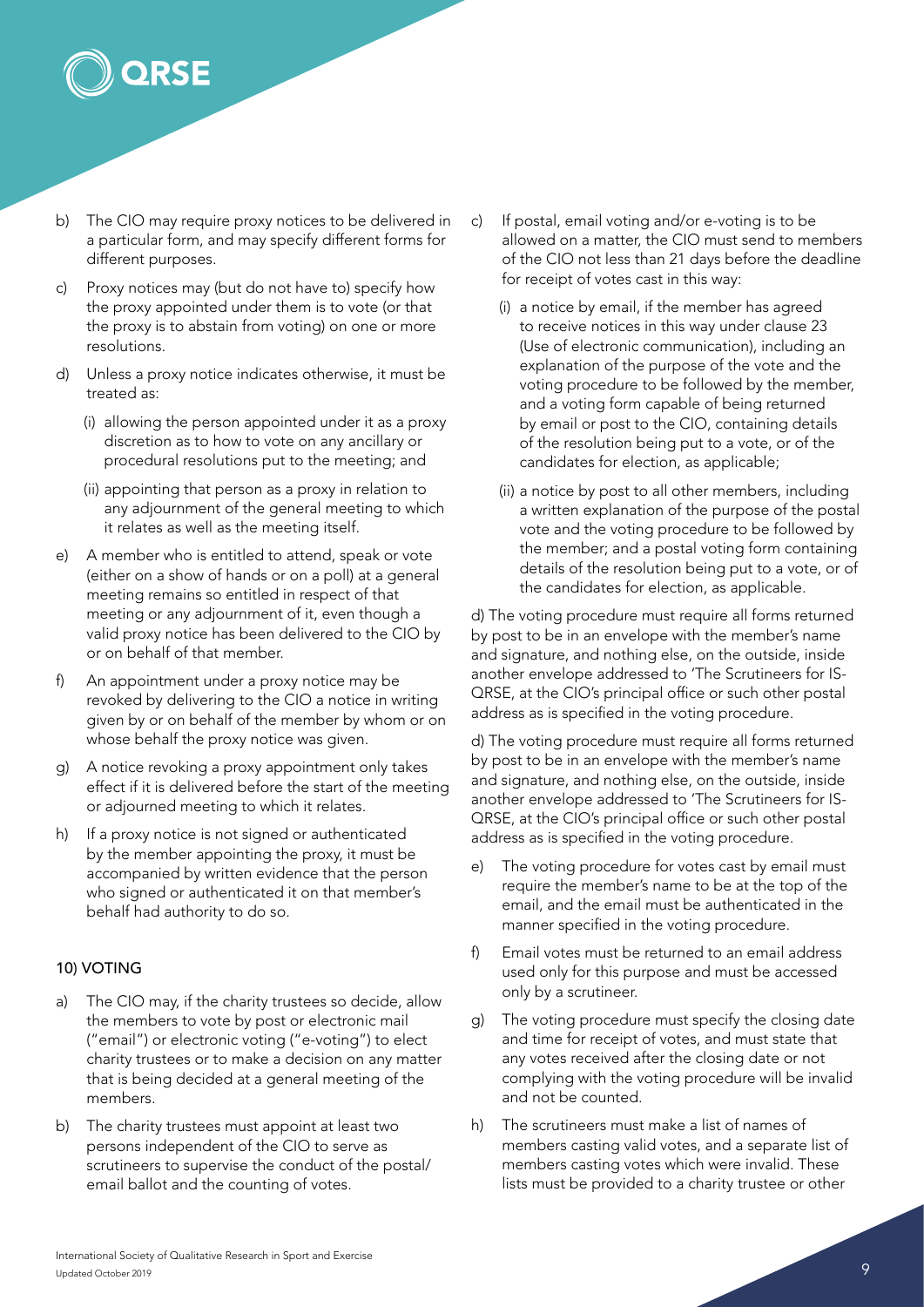b) The CIO may require proxy notices to be delivered in a particular form, and may specify different forms for different purposes.

c) Proxy notices may (but do not have to) specify how the proxy appointed under them is to vote (or that the proxy is to abstain from voting) on one or more resolutions.

d) Unless a proxy notice indicates otherwise, it must be treated as:

   (i) allowing the person appointed under it as a proxy discretion as to how to vote on any ancillary or procedural resolutions put to the meeting; and

   (ii) appointing that person as a proxy in relation to any adjournment of the general meeting to which it relates as well as the meeting itself.

e) A member who is entitled to attend, speak or vote (either on a show of hands or on a poll) at a general meeting remains so entitled in respect of that meeting or any adjournment of it, even though a valid proxy notice has been delivered to the CIO by or on behalf of that member.

f) An appointment under a proxy notice may be revoked by delivering to the CIO a notice in writing given by or on behalf of the member by whom or on whose behalf the proxy notice was given.

g) A notice revoking a proxy appointment only takes effect if it is delivered before the start of the meeting or adjourned meeting to which it relates.

h) If a proxy notice is not signed or authenticated by the member appointing the proxy, it must be accompanied by written evidence that the person who signed or authenticated it on that member's behalf had authority to do so.

## 10) VOTING

a) The CIO may, if the charity trustees so decide, allow the members to vote by post or electronic mail ("email") or electronic voting ("e-voting") to elect charity trustees or to make a decision on any matter that is being decided at a general meeting of the members.

b) The charity trustees must appoint at least two persons independent of the CIO to serve as scrutineers to supervise the conduct of the postal/email ballot and the counting of votes.

c) If postal, email voting and/or e-voting is to be allowed on a matter, the CIO must send to members of the CIO not less than 21 days before the deadline for receipt of votes cast in this way:

   (i) a notice by email, if the member has agreed to receive notices in this way under clause 23 (Use of electronic communication), including an explanation of the purpose of the vote and the voting procedure to be followed by the member, and a voting form capable of being returned by email or post to the CIO, containing details of the resolution being put to a vote, or of the candidates for election, as applicable;

   (ii) a notice by post to all other members, including a written explanation of the purpose of the postal vote and the voting procedure to be followed by the member; and a postal voting form containing details of the resolution being put to a vote, or of the candidates for election, as applicable.

d) The voting procedure must require all forms returned by post to be in an envelope with the member's name and signature, and nothing else, on the outside, inside another envelope addressed to 'The Scrutineers for IS-QRSE, at the CIO's principal office or such other postal address as is specified in the voting procedure.

d) The voting procedure must require all forms returned by post to be in an envelope with the member's name and signature, and nothing else, on the outside, inside another envelope addressed to 'The Scrutineers for IS-QRSE, at the CIO's principal office or such other postal address as is specified in the voting procedure.

e) The voting procedure for votes cast by email must require the member's name to be at the top of the email, and the email must be authenticated in the manner specified in the voting procedure.

f) Email votes must be returned to an email address used only for this purpose and must be accessed only by a scrutineer.

g) The voting procedure must specify the closing date and time for receipt of votes, and must state that any votes received after the closing date or not complying with the voting procedure will be invalid and not be counted.

h) The scrutineers must make a list of names of members casting valid votes, and a separate list of members casting votes which were invalid. These lists must be provided to a charity trustee or other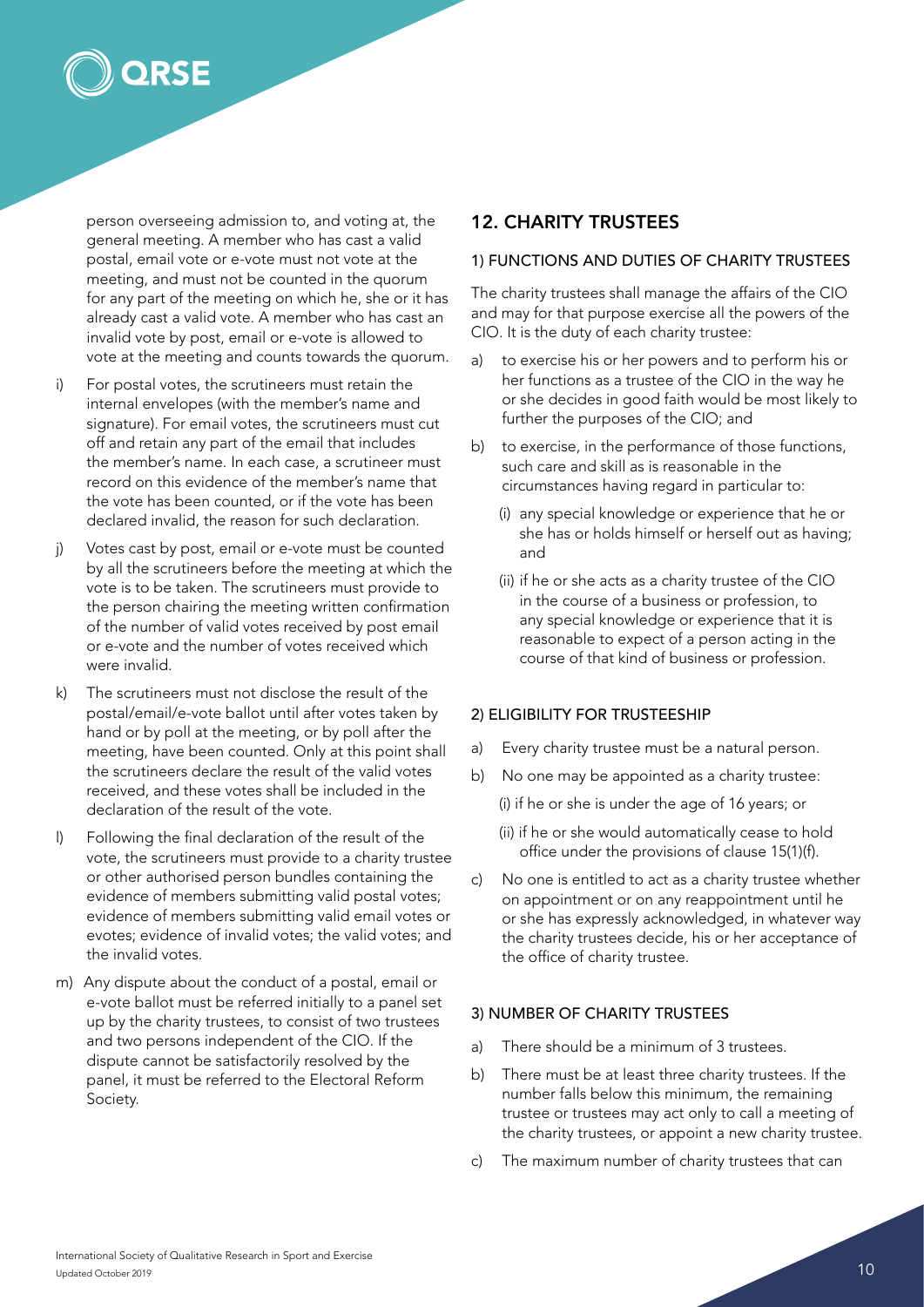person overseeing admission to, and voting at, the general meeting. A member who has cast a valid postal, email vote or e-vote must not vote at the meeting, and must not be counted in the quorum for any part of the meeting on which he, she or it has already cast a valid vote. A member who has cast an invalid vote by post, email or e-vote is allowed to vote at the meeting and counts towards the quorum.

i) For postal votes, the scrutineers must retain the internal envelopes (with the member's name and signature). For email votes, the scrutineers must cut off and retain any part of the email that includes the member's name. In each case, a scrutineer must record on this evidence of the member's name that the vote has been counted, or if the vote has been declared invalid, the reason for such declaration.

j) Votes cast by post, email or e-vote must be counted by all the scrutineers before the meeting at which the vote is to be taken. The scrutineers must provide to the person chairing the meeting written confirmation of the number of valid votes received by post email or e-vote and the number of votes received which were invalid.

k) The scrutineers must not disclose the result of the postal/email/e-vote ballot until after votes taken by hand or by poll at the meeting, or by poll after the meeting, have been counted. Only at this point shall the scrutineers declare the result of the valid votes received, and these votes shall be included in the declaration of the result of the vote.

l) Following the final declaration of the result of the vote, the scrutineers must provide to a charity trustee or other authorised person bundles containing the evidence of members submitting valid postal votes; evidence of members submitting valid email votes or evotes; evidence of invalid votes; the valid votes; and the invalid votes.

m) Any dispute about the conduct of a postal, email or e-vote ballot must be referred initially to a panel set up by the charity trustees, to consist of two trustees and two persons independent of the CIO. If the dispute cannot be satisfactorily resolved by the panel, it must be referred to the Electoral Reform Society.

## 12. CHARITY TRUSTEES

### 1) FUNCTIONS AND DUTIES OF CHARITY TRUSTEES

The charity trustees shall manage the affairs of the CIO and may for that purpose exercise all the powers of the CIO. It is the duty of each charity trustee:

a) to exercise his or her powers and to perform his or her functions as a trustee of the CIO in the way he or she decides in good faith would be most likely to further the purposes of the CIO; and

b) to exercise, in the performance of those functions, such care and skill as is reasonable in the circumstances having regard in particular to:

   (i) any special knowledge or experience that he or she has or holds himself or herself out as having; and

   (ii) if he or she acts as a charity trustee of the CIO in the course of a business or profession, to any special knowledge or experience that it is reasonable to expect of a person acting in the course of that kind of business or profession.

### 2) ELIGIBILITY FOR TRUSTEESHIP

a) Every charity trustee must be a natural person.

b) No one may be appointed as a charity trustee:

   (i) if he or she is under the age of 16 years; or

   (ii) if he or she would automatically cease to hold office under the provisions of clause 15(1)(f).

c) No one is entitled to act as a charity trustee whether on appointment or on any reappointment until he or she has expressly acknowledged, in whatever way the charity trustees decide, his or her acceptance of the office of charity trustee.

### 3) NUMBER OF CHARITY TRUSTEES

a) There should be a minimum of 3 trustees.

b) There must be at least three charity trustees. If the number falls below this minimum, the remaining trustee or trustees may act only to call a meeting of the charity trustees, or appoint a new charity trustee.

c) The maximum number of charity trustees that can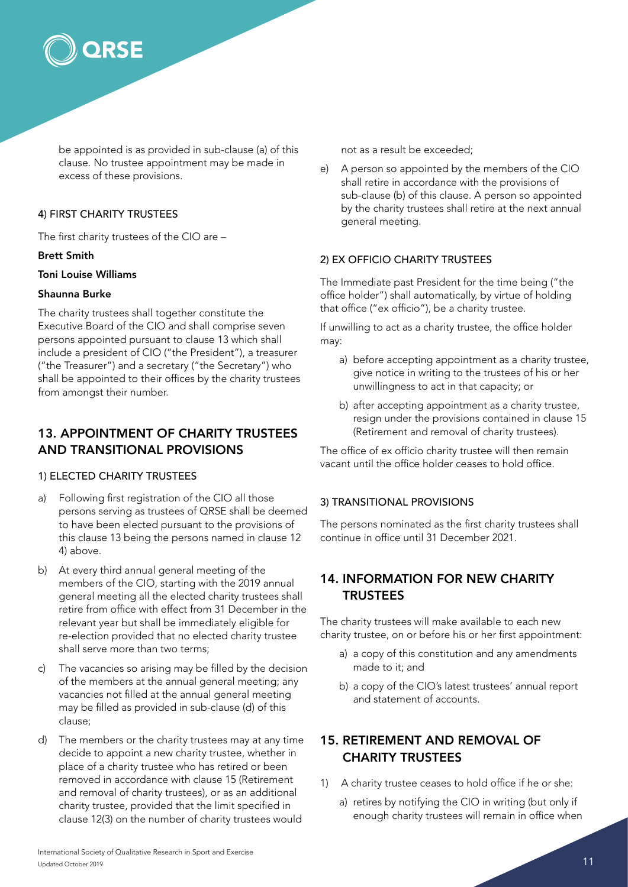be appointed is as provided in sub-clause (a) of this clause. No trustee appointment may be made in excess of these provisions.

#### 4) FIRST CHARITY TRUSTEES

The first charity trustees of the CIO are –

**Brett Smith**

**Toni Louise Williams**

**Shaunna Burke**

The charity trustees shall together constitute the Executive Board of the CIO and shall comprise seven persons appointed pursuant to clause 13 which shall include a president of CIO ("the President"), a treasurer ("the Treasurer") and a secretary ("the Secretary") who shall be appointed to their offices by the charity trustees from amongst their number.

## 13. APPOINTMENT OF CHARITY TRUSTEES AND TRANSITIONAL PROVISIONS

#### 1) ELECTED CHARITY TRUSTEES

a) Following first registration of the CIO all those persons serving as trustees of QRSE shall be deemed to have been elected pursuant to the provisions of this clause 13 being the persons named in clause 12 4) above.

b) At every third annual general meeting of the members of the CIO, starting with the 2019 annual general meeting all the elected charity trustees shall retire from office with effect from 31 December in the relevant year but shall be immediately eligible for re-election provided that no elected charity trustee shall serve more than two terms;

c) The vacancies so arising may be filled by the decision of the members at the annual general meeting; any vacancies not filled at the annual general meeting may be filled as provided in sub-clause (d) of this clause;

d) The members or the charity trustees may at any time decide to appoint a new charity trustee, whether in place of a charity trustee who has retired or been removed in accordance with clause 15 (Retirement and removal of charity trustees), or as an additional charity trustee, provided that the limit specified in clause 12(3) on the number of charity trustees would not as a result be exceeded;

e) A person so appointed by the members of the CIO shall retire in accordance with the provisions of sub-clause (b) of this clause. A person so appointed by the charity trustees shall retire at the next annual general meeting.

#### 2) EX OFFICIO CHARITY TRUSTEES

The Immediate past President for the time being ("the office holder") shall automatically, by virtue of holding that office ("ex officio"), be a charity trustee.

If unwilling to act as a charity trustee, the office holder may:

a) before accepting appointment as a charity trustee, give notice in writing to the trustees of his or her unwillingness to act in that capacity; or

b) after accepting appointment as a charity trustee, resign under the provisions contained in clause 15 (Retirement and removal of charity trustees).

The office of ex officio charity trustee will then remain vacant until the office holder ceases to hold office.

#### 3) TRANSITIONAL PROVISIONS

The persons nominated as the first charity trustees shall continue in office until 31 December 2021.

## 14. INFORMATION FOR NEW CHARITY TRUSTEES

The charity trustees will make available to each new charity trustee, on or before his or her first appointment:

a) a copy of this constitution and any amendments made to it; and

b) a copy of the CIO's latest trustees' annual report and statement of accounts.

## 15. RETIREMENT AND REMOVAL OF CHARITY TRUSTEES

1) A charity trustee ceases to hold office if he or she:

a) retires by notifying the CIO in writing (but only if enough charity trustees will remain in office when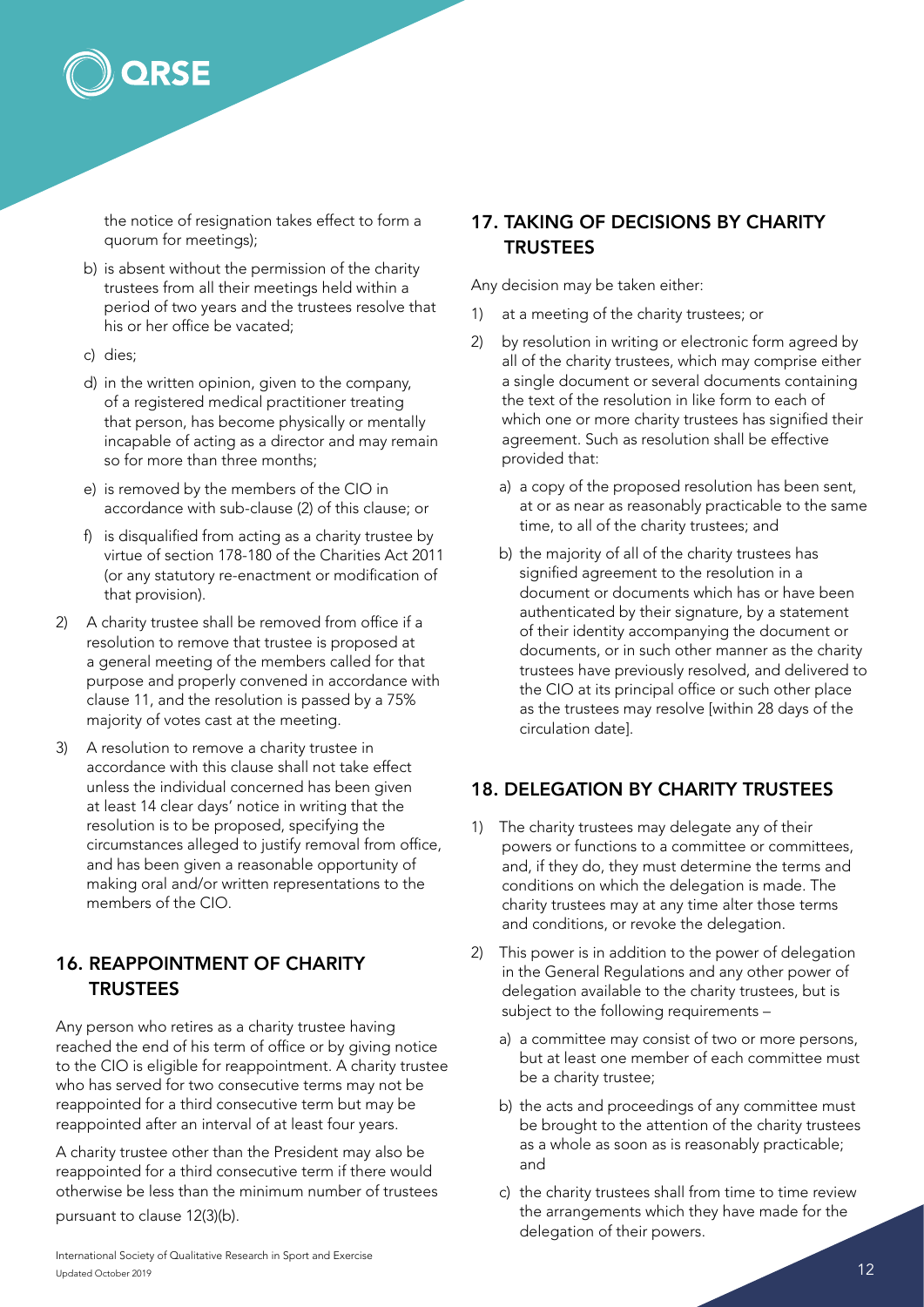the notice of resignation takes effect to form a quorum for meetings);

b) is absent without the permission of the charity trustees from all their meetings held within a period of two years and the trustees resolve that his or her office be vacated;

c) dies;

d) in the written opinion, given to the company, of a registered medical practitioner treating that person, has become physically or mentally incapable of acting as a director and may remain so for more than three months;

e) is removed by the members of the CIO in accordance with sub-clause (2) of this clause; or

f) is disqualified from acting as a charity trustee by virtue of section 178-180 of the Charities Act 2011 (or any statutory re-enactment or modification of that provision).

2) A charity trustee shall be removed from office if a resolution to remove that trustee is proposed at a general meeting of the members called for that purpose and properly convened in accordance with clause 11, and the resolution is passed by a 75% majority of votes cast at the meeting.

3) A resolution to remove a charity trustee in accordance with this clause shall not take effect unless the individual concerned has been given at least 14 clear days' notice in writing that the resolution is to be proposed, specifying the circumstances alleged to justify removal from office, and has been given a reasonable opportunity of making oral and/or written representations to the members of the CIO.

## 16. REAPPOINTMENT OF CHARITY TRUSTEES

Any person who retires as a charity trustee having reached the end of his term of office or by giving notice to the CIO is eligible for reappointment. A charity trustee who has served for two consecutive terms may not be reappointed for a third consecutive term but may be reappointed after an interval of at least four years.

A charity trustee other than the President may also be reappointed for a third consecutive term if there would otherwise be less than the minimum number of trustees pursuant to clause 12(3)(b).

## 17. TAKING OF DECISIONS BY CHARITY TRUSTEES

Any decision may be taken either:

1) at a meeting of the charity trustees; or

2) by resolution in writing or electronic form agreed by all of the charity trustees, which may comprise either a single document or several documents containing the text of the resolution in like form to each of which one or more charity trustees has signified their agreement. Such as resolution shall be effective provided that:

   a) a copy of the proposed resolution has been sent, at or as near as reasonably practicable to the same time, to all of the charity trustees; and

   b) the majority of all of the charity trustees has signified agreement to the resolution in a document or documents which has or have been authenticated by their signature, by a statement of their identity accompanying the document or documents, or in such other manner as the charity trustees have previously resolved, and delivered to the CIO at its principal office or such other place as the trustees may resolve [within 28 days of the circulation date].

## 18. DELEGATION BY CHARITY TRUSTEES

1) The charity trustees may delegate any of their powers or functions to a committee or committees, and, if they do, they must determine the terms and conditions on which the delegation is made. The charity trustees may at any time alter those terms and conditions, or revoke the delegation.

2) This power is in addition to the power of delegation in the General Regulations and any other power of delegation available to the charity trustees, but is subject to the following requirements –

   a) a committee may consist of two or more persons, but at least one member of each committee must be a charity trustee;

   b) the acts and proceedings of any committee must be brought to the attention of the charity trustees as a whole as soon as is reasonably practicable; and

   c) the charity trustees shall from time to time review the arrangements which they have made for the delegation of their powers.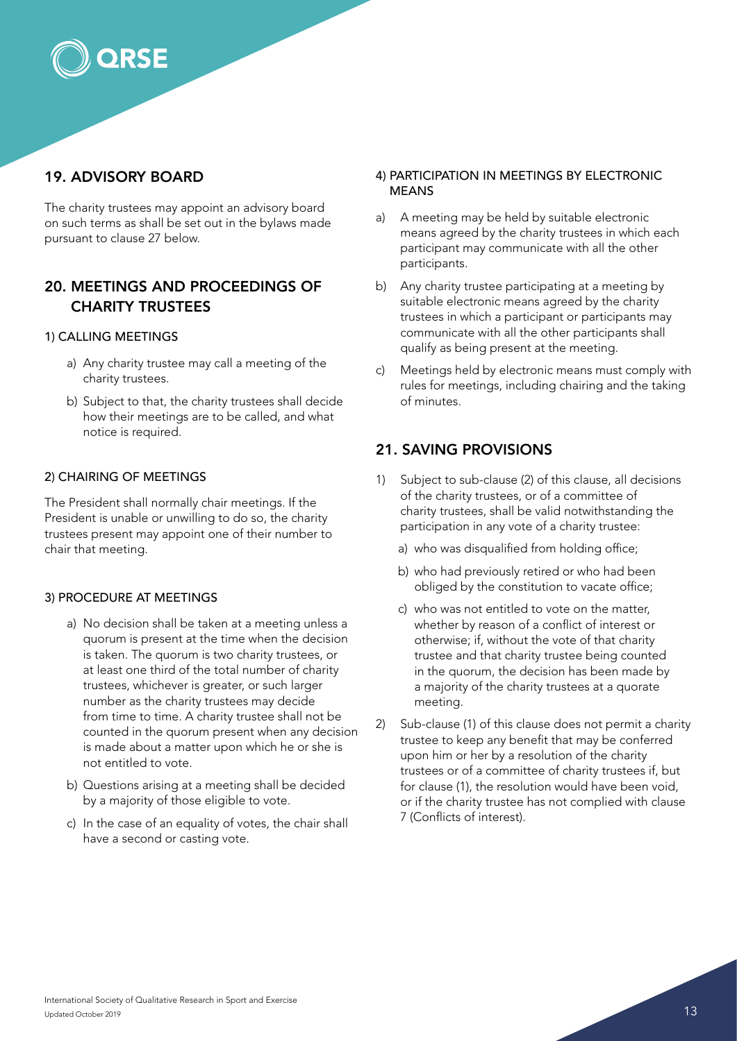## 19. ADVISORY BOARD

The charity trustees may appoint an advisory board on such terms as shall be set out in the bylaws made pursuant to clause 27 below.

## 20. MEETINGS AND PROCEEDINGS OF CHARITY TRUSTEES

### 1) CALLING MEETINGS

a) Any charity trustee may call a meeting of the charity trustees.

b) Subject to that, the charity trustees shall decide how their meetings are to be called, and what notice is required.

### 2) CHAIRING OF MEETINGS

The President shall normally chair meetings. If the President is unable or unwilling to do so, the charity trustees present may appoint one of their number to chair that meeting.

### 3) PROCEDURE AT MEETINGS

a) No decision shall be taken at a meeting unless a quorum is present at the time when the decision is taken. The quorum is two charity trustees, or at least one third of the total number of charity trustees, whichever is greater, or such larger number as the charity trustees may decide from time to time. A charity trustee shall not be counted in the quorum present when any decision is made about a matter upon which he or she is not entitled to vote.

b) Questions arising at a meeting shall be decided by a majority of those eligible to vote.

c) In the case of an equality of votes, the chair shall have a second or casting vote.

### 4) PARTICIPATION IN MEETINGS BY ELECTRONIC MEANS

a) A meeting may be held by suitable electronic means agreed by the charity trustees in which each participant may communicate with all the other participants.

b) Any charity trustee participating at a meeting by suitable electronic means agreed by the charity trustees in which a participant or participants may communicate with all the other participants shall qualify as being present at the meeting.

c) Meetings held by electronic means must comply with rules for meetings, including chairing and the taking of minutes.

## 21. SAVING PROVISIONS

1) Subject to sub-clause (2) of this clause, all decisions of the charity trustees, or of a committee of charity trustees, shall be valid notwithstanding the participation in any vote of a charity trustee:

   a) who was disqualified from holding office;

   b) who had previously retired or who had been obliged by the constitution to vacate office;

   c) who was not entitled to vote on the matter, whether by reason of a conflict of interest or otherwise; if, without the vote of that charity trustee and that charity trustee being counted in the quorum, the decision has been made by a majority of the charity trustees at a quorate meeting.

2) Sub-clause (1) of this clause does not permit a charity trustee to keep any benefit that may be conferred upon him or her by a resolution of the charity trustees or of a committee of charity trustees if, but for clause (1), the resolution would have been void, or if the charity trustee has not complied with clause 7 (Conflicts of interest).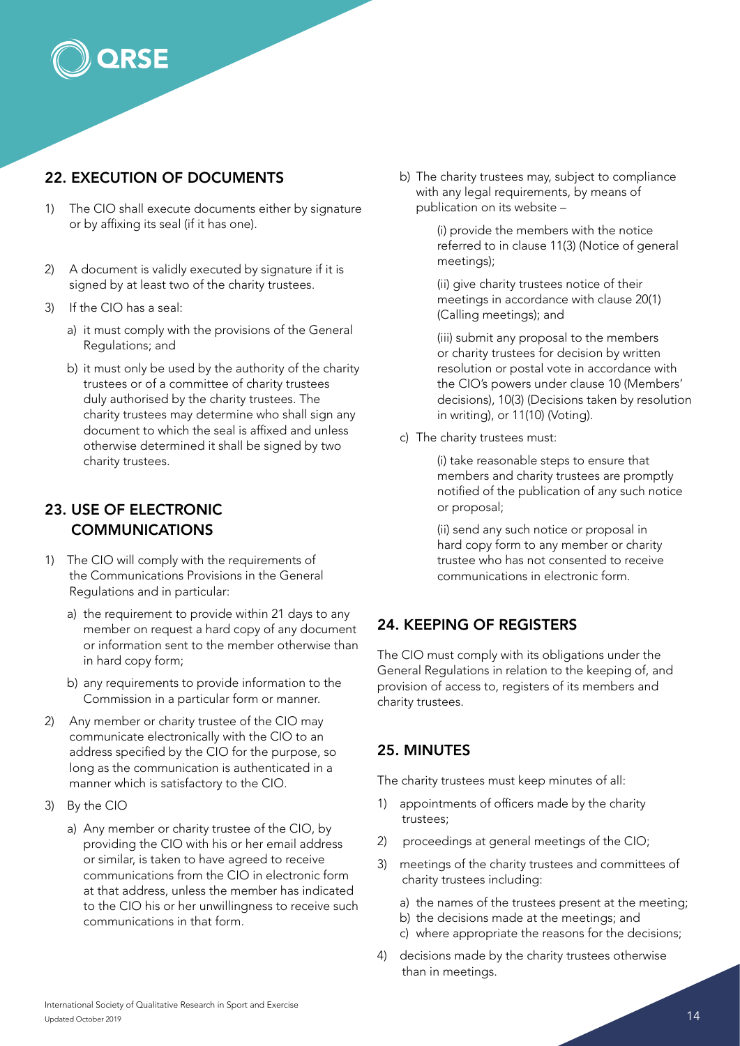## 22. EXECUTION OF DOCUMENTS

1) The CIO shall execute documents either by signature or by affixing its seal (if it has one).

2) A document is validly executed by signature if it is signed by at least two of the charity trustees.

3) If the CIO has a seal:

   a) it must comply with the provisions of the General Regulations; and

   b) it must only be used by the authority of the charity trustees or of a committee of charity trustees duly authorised by the charity trustees. The charity trustees may determine who shall sign any document to which the seal is affixed and unless otherwise determined it shall be signed by two charity trustees.

## 23. USE OF ELECTRONIC COMMUNICATIONS

1) The CIO will comply with the requirements of the Communications Provisions in the General Regulations and in particular:

   a) the requirement to provide within 21 days to any member on request a hard copy of any document or information sent to the member otherwise than in hard copy form;

   b) any requirements to provide information to the Commission in a particular form or manner.

2) Any member or charity trustee of the CIO may communicate electronically with the CIO to an address specified by the CIO for the purpose, so long as the communication is authenticated in a manner which is satisfactory to the CIO.

3) By the CIO

   a) Any member or charity trustee of the CIO, by providing the CIO with his or her email address or similar, is taken to have agreed to receive communications from the CIO in electronic form at that address, unless the member has indicated to the CIO his or her unwillingness to receive such communications in that form.

   b) The charity trustees may, subject to compliance with any legal requirements, by means of publication on its website –

      (i) provide the members with the notice referred to in clause 11(3) (Notice of general meetings);

      (ii) give charity trustees notice of their meetings in accordance with clause 20(1) (Calling meetings); and

      (iii) submit any proposal to the members or charity trustees for decision by written resolution or postal vote in accordance with the CIO's powers under clause 10 (Members' decisions), 10(3) (Decisions taken by resolution in writing), or 11(10) (Voting).

   c) The charity trustees must:

      (i) take reasonable steps to ensure that members and charity trustees are promptly notified of the publication of any such notice or proposal;

      (ii) send any such notice or proposal in hard copy form to any member or charity trustee who has not consented to receive communications in electronic form.

## 24. KEEPING OF REGISTERS

The CIO must comply with its obligations under the General Regulations in relation to the keeping of, and provision of access to, registers of its members and charity trustees.

## 25. MINUTES

The charity trustees must keep minutes of all:

1) appointments of officers made by the charity trustees;

2) proceedings at general meetings of the CIO;

3) meetings of the charity trustees and committees of charity trustees including:

   a) the names of the trustees present at the meeting;
   b) the decisions made at the meetings; and
   c) where appropriate the reasons for the decisions;

4) decisions made by the charity trustees otherwise than in meetings.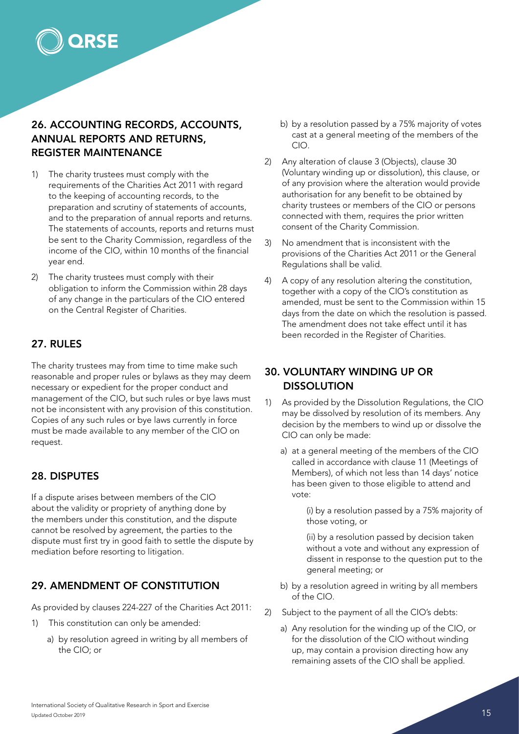## 26. ACCOUNTING RECORDS, ACCOUNTS, ANNUAL REPORTS AND RETURNS, REGISTER MAINTENANCE

1) The charity trustees must comply with the requirements of the Charities Act 2011 with regard to the keeping of accounting records, to the preparation and scrutiny of statements of accounts, and to the preparation of annual reports and returns. The statements of accounts, reports and returns must be sent to the Charity Commission, regardless of the income of the CIO, within 10 months of the financial year end.

2) The charity trustees must comply with their obligation to inform the Commission within 28 days of any change in the particulars of the CIO entered on the Central Register of Charities.

## 27. RULES

The charity trustees may from time to time make such reasonable and proper rules or bylaws as they may deem necessary or expedient for the proper conduct and management of the CIO, but such rules or bye laws must not be inconsistent with any provision of this constitution. Copies of any such rules or bye laws currently in force must be made available to any member of the CIO on request.

## 28. DISPUTES

If a dispute arises between members of the CIO about the validity or propriety of anything done by the members under this constitution, and the dispute cannot be resolved by agreement, the parties to the dispute must first try in good faith to settle the dispute by mediation before resorting to litigation.

## 29. AMENDMENT OF CONSTITUTION

As provided by clauses 224-227 of the Charities Act 2011:

1) This constitution can only be amended:

   a) by resolution agreed in writing by all members of the CIO; or

   b) by a resolution passed by a 75% majority of votes cast at a general meeting of the members of the CIO.

2) Any alteration of clause 3 (Objects), clause 30 (Voluntary winding up or dissolution), this clause, or of any provision where the alteration would provide authorisation for any benefit to be obtained by charity trustees or members of the CIO or persons connected with them, requires the prior written consent of the Charity Commission.

3) No amendment that is inconsistent with the provisions of the Charities Act 2011 or the General Regulations shall be valid.

4) A copy of any resolution altering the constitution, together with a copy of the CIO's constitution as amended, must be sent to the Commission within 15 days from the date on which the resolution is passed. The amendment does not take effect until it has been recorded in the Register of Charities.

## 30. VOLUNTARY WINDING UP OR DISSOLUTION

1) As provided by the Dissolution Regulations, the CIO may be dissolved by resolution of its members. Any decision by the members to wind up or dissolve the CIO can only be made:

   a) at a general meeting of the members of the CIO called in accordance with clause 11 (Meetings of Members), of which not less than 14 days' notice has been given to those eligible to attend and vote:

      (i) by a resolution passed by a 75% majority of those voting, or

      (ii) by a resolution passed by decision taken without a vote and without any expression of dissent in response to the question put to the general meeting; or

   b) by a resolution agreed in writing by all members of the CIO.

2) Subject to the payment of all the CIO's debts:

   a) Any resolution for the winding up of the CIO, or for the dissolution of the CIO without winding up, may contain a provision directing how any remaining assets of the CIO shall be applied.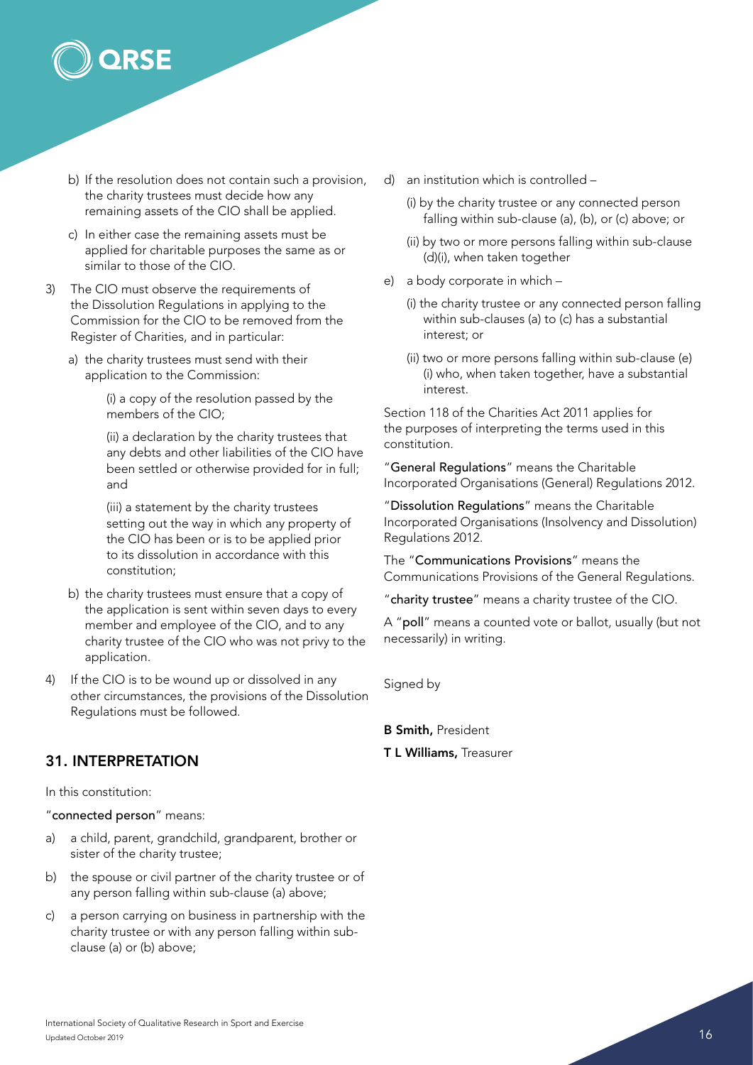b) If the resolution does not contain such a provision, the charity trustees must decide how any remaining assets of the CIO shall be applied.

c) In either case the remaining assets must be applied for charitable purposes the same as or similar to those of the CIO.

3) The CIO must observe the requirements of the Dissolution Regulations in applying to the Commission for the CIO to be removed from the Register of Charities, and in particular:

   a) the charity trustees must send with their application to the Commission:

      (i) a copy of the resolution passed by the members of the CIO;

      (ii) a declaration by the charity trustees that any debts and other liabilities of the CIO have been settled or otherwise provided for in full; and

      (iii) a statement by the charity trustees setting out the way in which any property of the CIO has been or is to be applied prior to its dissolution in accordance with this constitution;

   b) the charity trustees must ensure that a copy of the application is sent within seven days to every member and employee of the CIO, and to any charity trustee of the CIO who was not privy to the application.

4) If the CIO is to be wound up or dissolved in any other circumstances, the provisions of the Dissolution Regulations must be followed.

## 31. INTERPRETATION

In this constitution:

"**connected person**" means:

a) a child, parent, grandchild, grandparent, brother or sister of the charity trustee;

b) the spouse or civil partner of the charity trustee or of any person falling within sub-clause (a) above;

c) a person carrying on business in partnership with the charity trustee or with any person falling within sub-clause (a) or (b) above;

d) an institution which is controlled –

   (i) by the charity trustee or any connected person falling within sub-clause (a), (b), or (c) above; or

   (ii) by two or more persons falling within sub-clause (d)(i), when taken together

e) a body corporate in which –

   (i) the charity trustee or any connected person falling within sub-clauses (a) to (c) has a substantial interest; or

   (ii) two or more persons falling within sub-clause (e)(i) who, when taken together, have a substantial interest.

Section 118 of the Charities Act 2011 applies for the purposes of interpreting the terms used in this constitution.

"**General Regulations**" means the Charitable Incorporated Organisations (General) Regulations 2012.

"**Dissolution Regulations**" means the Charitable Incorporated Organisations (Insolvency and Dissolution) Regulations 2012.

The "**Communications Provisions**" means the Communications Provisions of the General Regulations.

"**charity trustee**" means a charity trustee of the CIO.

A "**poll**" means a counted vote or ballot, usually (but not necessarily) in writing.

Signed by

**B Smith,** President

**T L Williams,** Treasurer